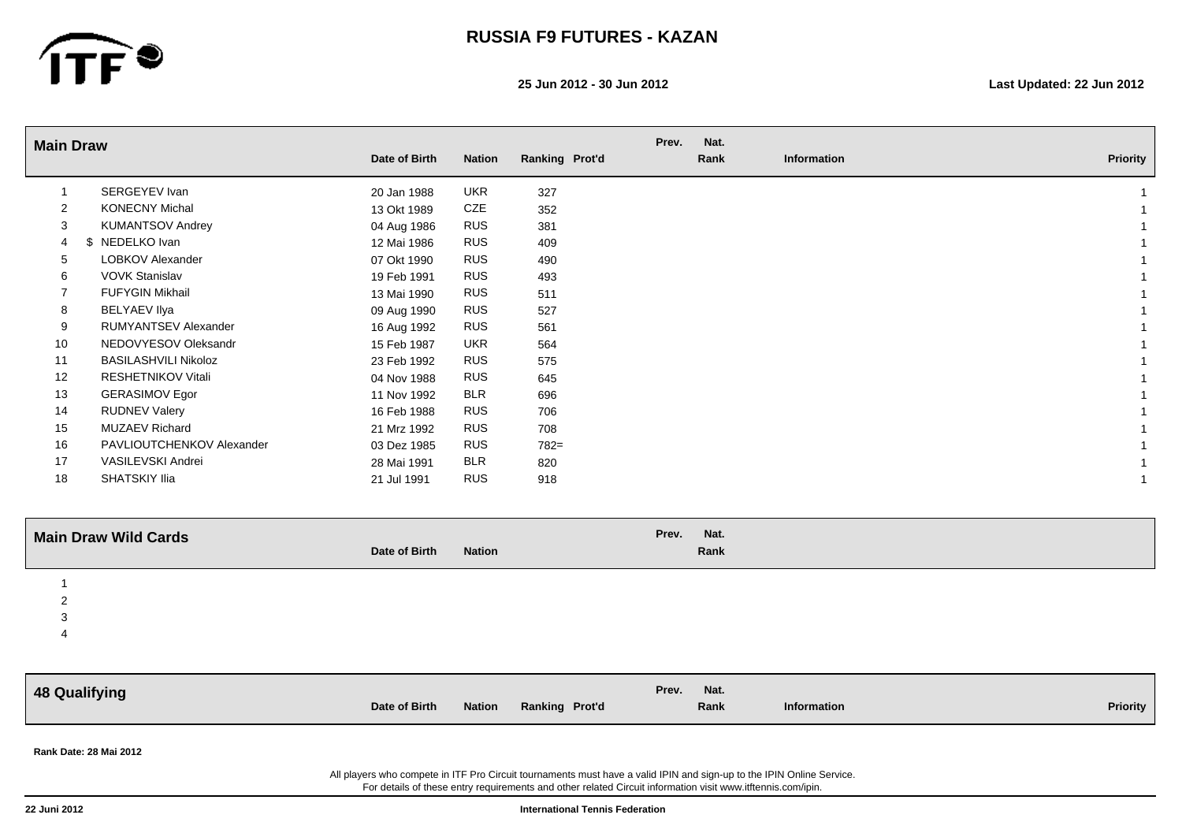# RUSSIA F9 FUTURES - KAZAN

**25 Jun 2012 - 30 Jun 2012**

**Last Updated: 22 Jun 2012**

## Main Draw

| | | Date of Birth | Nation | Ranking | Prot'd | Prev. | Nat. Rank | Information | Priority |
|---|---|---|---|---|---|---|---|---|---|
| 1 | SERGEYEV Ivan | 20 Jan 1988 | UKR | 327 | | | | | 1 |
| 2 | KONECNY Michal | 13 Okt 1989 | CZE | 352 | | | | | 1 |
| 3 | KUMANTSOV Andrey | 04 Aug 1986 | RUS | 381 | | | | | 1 |
| 4 | $ NEDELKO Ivan | 12 Mai 1986 | RUS | 409 | | | | | 1 |
| 5 | LOBKOV Alexander | 07 Okt 1990 | RUS | 490 | | | | | 1 |
| 6 | VOVK Stanislav | 19 Feb 1991 | RUS | 493 | | | | | 1 |
| 7 | FUFYGIN Mikhail | 13 Mai 1990 | RUS | 511 | | | | | 1 |
| 8 | BELYAEV Ilya | 09 Aug 1990 | RUS | 527 | | | | | 1 |
| 9 | RUMYANTSEV Alexander | 16 Aug 1992 | RUS | 561 | | | | | 1 |
| 10 | NEDOVYESOV Oleksandr | 15 Feb 1987 | UKR | 564 | | | | | 1 |
| 11 | BASILASHVILI Nikoloz | 23 Feb 1992 | RUS | 575 | | | | | 1 |
| 12 | RESHETNIKOV Vitali | 04 Nov 1988 | RUS | 645 | | | | | 1 |
| 13 | GERASIMOV Egor | 11 Nov 1992 | BLR | 696 | | | | | 1 |
| 14 | RUDNEV Valery | 16 Feb 1988 | RUS | 706 | | | | | 1 |
| 15 | MUZAEV Richard | 21 Mrz 1992 | RUS | 708 | | | | | 1 |
| 16 | PAVLIOUTCHENKOV Alexander | 03 Dez 1985 | RUS | 782= | | | | | 1 |
| 17 | VASILEVSKI Andrei | 28 Mai 1991 | BLR | 820 | | | | | 1 |
| 18 | SHATSKIY Ilia | 21 Jul 1991 | RUS | 918 | | | | | 1 |

## Main Draw Wild Cards

| | | Date of Birth | Nation | Prev. | Nat. Rank |
|---|---|---|---|---|---|
| 1 | | | | | |
| 2 | | | | | |
| 3 | | | | | |
| 4 | | | | | |

## 48 Qualifying

| | | Date of Birth | Nation | Ranking | Prot'd | Prev. | Nat. Rank | Information | Priority |
|---|---|---|---|---|---|---|---|---|---|

**Rank Date: 28 Mai 2012**

All players who compete in ITF Pro Circuit tournaments must have a valid IPIN and sign-up to the IPIN Online Service.
For details of these entry requirements and other related Circuit information visit www.itftennis.com/ipin.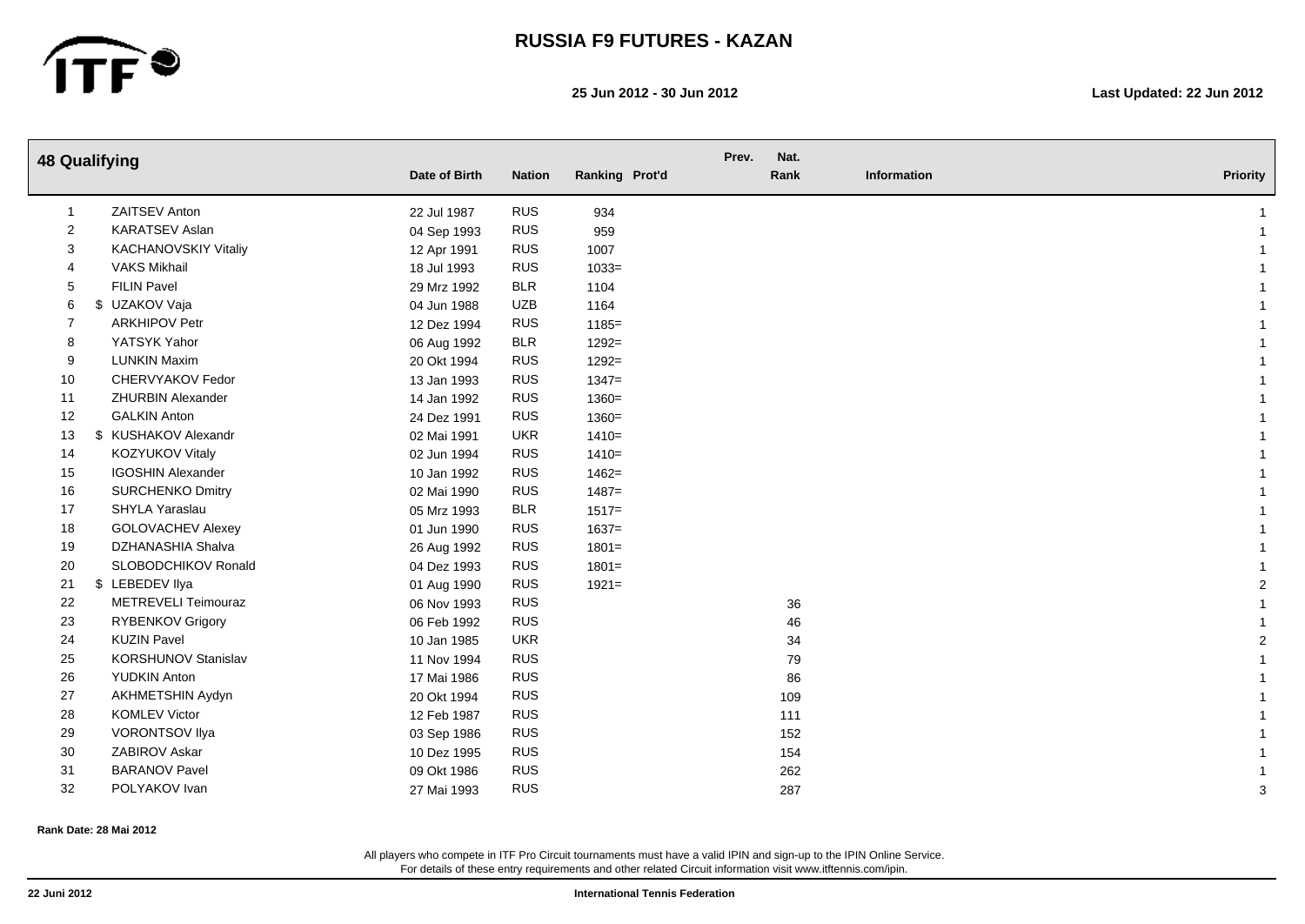# RUSSIA F9 FUTURES - KAZAN

**25 Jun 2012 - 30 Jun 2012**

**Last Updated: 22 Jun 2012**

## 48 Qualifying

| # | | Name | Date of Birth | Nation | Ranking | Prot'd | Prev. | Nat. Rank | Information | Priority |
|---|---|---|---|---|---|---|---|---|---|---|
| 1 | | ZAITSEV Anton | 22 Jul 1987 | RUS | 934 | | | | | 1 |
| 2 | | KARATSEV Aslan | 04 Sep 1993 | RUS | 959 | | | | | 1 |
| 3 | | KACHANOVSKIY Vitaliy | 12 Apr 1991 | RUS | 1007 | | | | | 1 |
| 4 | | VAKS Mikhail | 18 Jul 1993 | RUS | 1033= | | | | | 1 |
| 5 | | FILIN Pavel | 29 Mrz 1992 | BLR | 1104 | | | | | 1 |
| 6 | $ | UZAKOV Vaja | 04 Jun 1988 | UZB | 1164 | | | | | 1 |
| 7 | | ARKHIPOV Petr | 12 Dez 1994 | RUS | 1185= | | | | | 1 |
| 8 | | YATSYK Yahor | 06 Aug 1992 | BLR | 1292= | | | | | 1 |
| 9 | | LUNKIN Maxim | 20 Okt 1994 | RUS | 1292= | | | | | 1 |
| 10 | | CHERVYAKOV Fedor | 13 Jan 1993 | RUS | 1347= | | | | | 1 |
| 11 | | ZHURBIN Alexander | 14 Jan 1992 | RUS | 1360= | | | | | 1 |
| 12 | | GALKIN Anton | 24 Dez 1991 | RUS | 1360= | | | | | 1 |
| 13 | $ | KUSHAKOV Alexandr | 02 Mai 1991 | UKR | 1410= | | | | | 1 |
| 14 | | KOZYUKOV Vitaly | 02 Jun 1994 | RUS | 1410= | | | | | 1 |
| 15 | | IGOSHIN Alexander | 10 Jan 1992 | RUS | 1462= | | | | | 1 |
| 16 | | SURCHENKO Dmitry | 02 Mai 1990 | RUS | 1487= | | | | | 1 |
| 17 | | SHYLA Yaraslau | 05 Mrz 1993 | BLR | 1517= | | | | | 1 |
| 18 | | GOLOVACHEV Alexey | 01 Jun 1990 | RUS | 1637= | | | | | 1 |
| 19 | | DZHANASHIA Shalva | 26 Aug 1992 | RUS | 1801= | | | | | 1 |
| 20 | | SLOBODCHIKOV Ronald | 04 Dez 1993 | RUS | 1801= | | | | | 1 |
| 21 | $ | LEBEDEV Ilya | 01 Aug 1990 | RUS | 1921= | | | | | 2 |
| 22 | | METREVELI Teimouraz | 06 Nov 1993 | RUS | | | | 36 | | 1 |
| 23 | | RYBENKOV Grigory | 06 Feb 1992 | RUS | | | | 46 | | 1 |
| 24 | | KUZIN Pavel | 10 Jan 1985 | UKR | | | | 34 | | 2 |
| 25 | | KORSHUNOV Stanislav | 11 Nov 1994 | RUS | | | | 79 | | 1 |
| 26 | | YUDKIN Anton | 17 Mai 1986 | RUS | | | | 86 | | 1 |
| 27 | | AKHMETSHIN Aydyn | 20 Okt 1994 | RUS | | | | 109 | | 1 |
| 28 | | KOMLEV Victor | 12 Feb 1987 | RUS | | | | 111 | | 1 |
| 29 | | VORONTSOV Ilya | 03 Sep 1986 | RUS | | | | 152 | | 1 |
| 30 | | ZABIROV Askar | 10 Dez 1995 | RUS | | | | 154 | | 1 |
| 31 | | BARANOV Pavel | 09 Okt 1986 | RUS | | | | 262 | | 1 |
| 32 | | POLYAKOV Ivan | 27 Mai 1993 | RUS | | | | 287 | | 3 |

**Rank Date: 28 Mai 2012**

All players who compete in ITF Pro Circuit tournaments must have a valid IPIN and sign-up to the IPIN Online Service.
For details of these entry requirements and other related Circuit information visit www.itftennis.com/ipin.

**22 Juni 2012** **International Tennis Federation**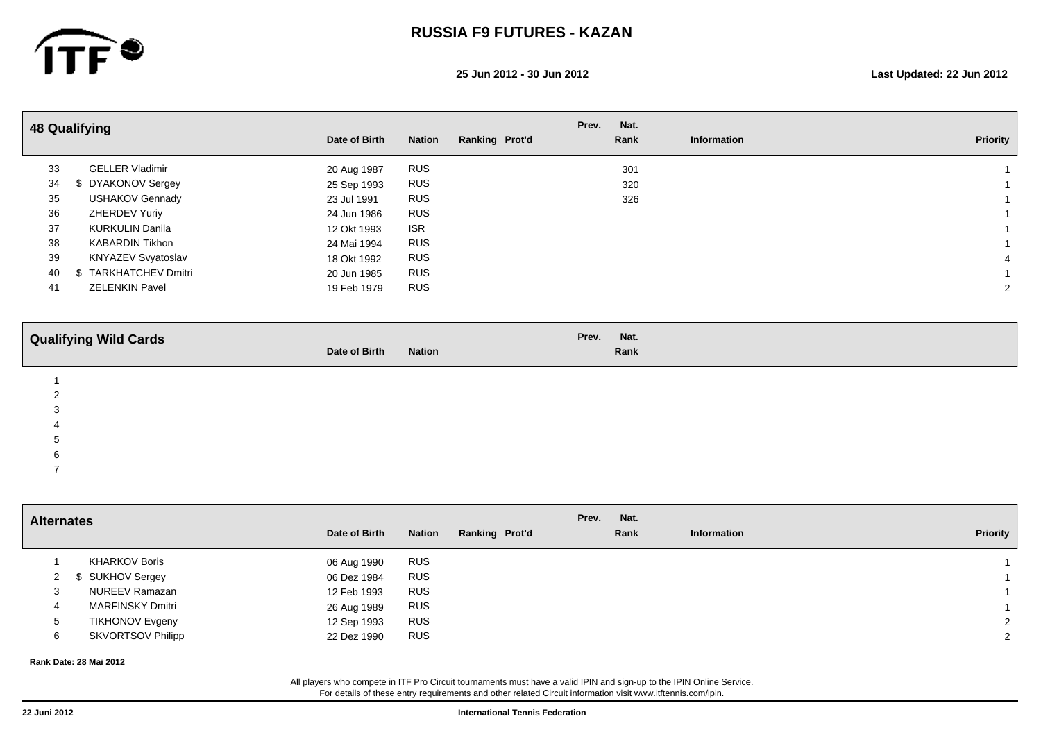# RUSSIA F9 FUTURES - KAZAN

**25 Jun 2012 - 30 Jun 2012**

**Last Updated: 22 Jun 2012**

## 48 Qualifying

| # | | Name | Date of Birth | Nation | Ranking | Prot'd | Prev. | Nat. Rank | Information | Priority |
|---|---|---|---|---|---|---|---|---|---|---|
| 33 | | GELLER Vladimir | 20 Aug 1987 | RUS | | | | 301 | | 1 |
| 34 | $ | DYAKONOV Sergey | 25 Sep 1993 | RUS | | | | 320 | | 1 |
| 35 | | USHAKOV Gennady | 23 Jul 1991 | RUS | | | | 326 | | 1 |
| 36 | | ZHERDEV Yuriy | 24 Jun 1986 | RUS | | | | | | 1 |
| 37 | | KURKULIN Danila | 12 Okt 1993 | ISR | | | | | | 1 |
| 38 | | KABARDIN Tikhon | 24 Mai 1994 | RUS | | | | | | 1 |
| 39 | | KNYAZEV Svyatoslav | 18 Okt 1992 | RUS | | | | | | 4 |
| 40 | $ | TARKHATCHEV Dmitri | 20 Jun 1985 | RUS | | | | | | 1 |
| 41 | | ZELENKIN Pavel | 19 Feb 1979 | RUS | | | | | | 2 |

## Qualifying Wild Cards

| # | Name | Date of Birth | Nation | Prev. | Nat. Rank |
|---|---|---|---|---|---|
| 1 | | | | | |
| 2 | | | | | |
| 3 | | | | | |
| 4 | | | | | |
| 5 | | | | | |
| 6 | | | | | |
| 7 | | | | | |

## Alternates

| # | | Name | Date of Birth | Nation | Ranking | Prot'd | Prev. | Nat. Rank | Information | Priority |
|---|---|---|---|---|---|---|---|---|---|---|
| 1 | | KHARKOV Boris | 06 Aug 1990 | RUS | | | | | | 1 |
| 2 | $ | SUKHOV Sergey | 06 Dez 1984 | RUS | | | | | | 1 |
| 3 | | NUREEV Ramazan | 12 Feb 1993 | RUS | | | | | | 1 |
| 4 | | MARFINSKY Dmitri | 26 Aug 1989 | RUS | | | | | | 1 |
| 5 | | TIKHONOV Evgeny | 12 Sep 1993 | RUS | | | | | | 2 |
| 6 | | SKVORTSOV Philipp | 22 Dez 1990 | RUS | | | | | | 2 |

**Rank Date: 28 Mai 2012**

All players who compete in ITF Pro Circuit tournaments must have a valid IPIN and sign-up to the IPIN Online Service.
For details of these entry requirements and other related Circuit information visit www.itftennis.com/ipin.

**22 Juni 2012** **International Tennis Federation**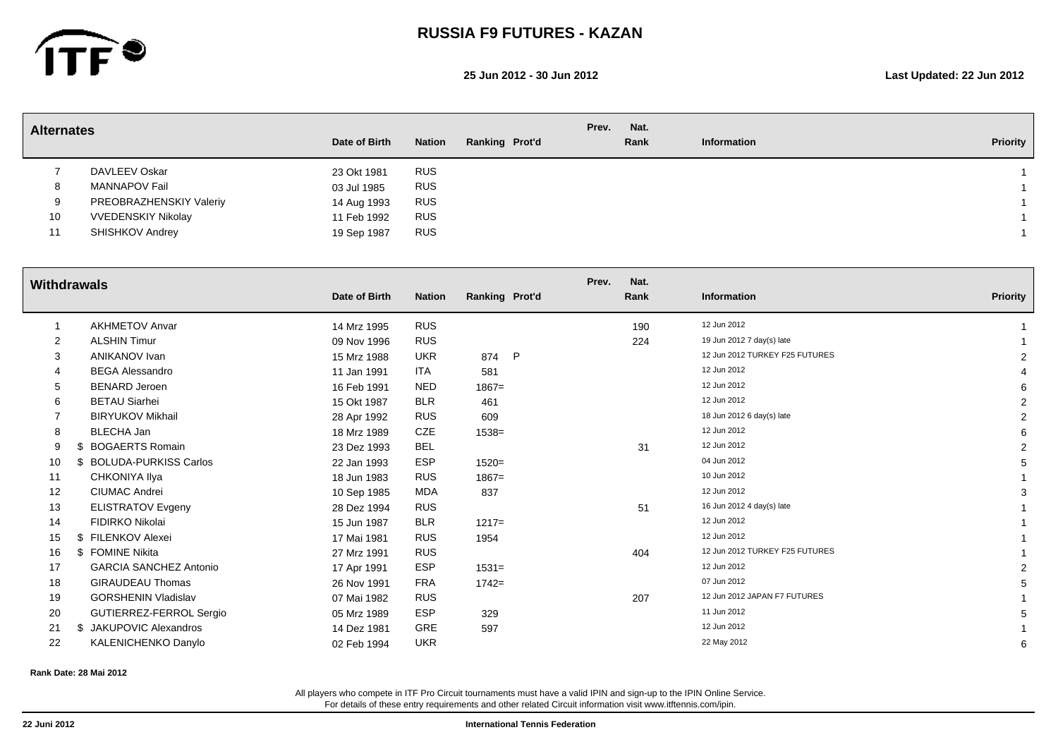# RUSSIA F9 FUTURES - KAZAN

**25 Jun 2012 - 30 Jun 2012**

**Last Updated: 22 Jun 2012**

## Alternates

| # | | Name | Date of Birth | Nation | Ranking | Prot'd | Prev. | Nat. Rank | Information | Priority |
|---|---|---|---|---|---|---|---|---|---|---|
| 7 | | DAVLEEV Oskar | 23 Okt 1981 | RUS | | | | | | 1 |
| 8 | | MANNAPOV Fail | 03 Jul 1985 | RUS | | | | | | 1 |
| 9 | | PREOBRAZHENSKIY Valeriy | 14 Aug 1993 | RUS | | | | | | 1 |
| 10 | | VVEDENSKIY Nikolay | 11 Feb 1992 | RUS | | | | | | 1 |
| 11 | | SHISHKOV Andrey | 19 Sep 1987 | RUS | | | | | | 1 |

## Withdrawals

| # | | Name | Date of Birth | Nation | Ranking | Prot'd | Prev. | Nat. Rank | Information | Priority |
|---|---|---|---|---|---|---|---|---|---|---|
| 1 | | AKHMETOV Anvar | 14 Mrz 1995 | RUS | | | | 190 | 12 Jun 2012 | 1 |
| 2 | | ALSHIN Timur | 09 Nov 1996 | RUS | | | | 224 | 19 Jun 2012 7 day(s) late | 1 |
| 3 | | ANIKANOV Ivan | 15 Mrz 1988 | UKR | 874 | P | | | 12 Jun 2012 TURKEY F25 FUTURES | 2 |
| 4 | | BEGA Alessandro | 11 Jan 1991 | ITA | 581 | | | | 12 Jun 2012 | 4 |
| 5 | | BENARD Jeroen | 16 Feb 1991 | NED | 1867= | | | | 12 Jun 2012 | 6 |
| 6 | | BETAU Siarhei | 15 Okt 1987 | BLR | 461 | | | | 12 Jun 2012 | 2 |
| 7 | | BIRYUKOV Mikhail | 28 Apr 1992 | RUS | 609 | | | | 18 Jun 2012 6 day(s) late | 2 |
| 8 | | BLECHA Jan | 18 Mrz 1989 | CZE | 1538= | | | | 12 Jun 2012 | 6 |
| 9 | $ | BOGAERTS Romain | 23 Dez 1993 | BEL | | | | 31 | 12 Jun 2012 | 2 |
| 10 | $ | BOLUDA-PURKISS Carlos | 22 Jan 1993 | ESP | 1520= | | | | 04 Jun 2012 | 5 |
| 11 | | CHKONIYA Ilya | 18 Jun 1983 | RUS | 1867= | | | | 10 Jun 2012 | 1 |
| 12 | | CIUMAC Andrei | 10 Sep 1985 | MDA | 837 | | | | 12 Jun 2012 | 3 |
| 13 | | ELISTRATOV Evgeny | 28 Dez 1994 | RUS | | | | 51 | 16 Jun 2012 4 day(s) late | 1 |
| 14 | | FIDIRKO Nikolai | 15 Jun 1987 | BLR | 1217= | | | | 12 Jun 2012 | 1 |
| 15 | $ | FILENKOV Alexei | 17 Mai 1981 | RUS | 1954 | | | | 12 Jun 2012 | 1 |
| 16 | $ | FOMINE Nikita | 27 Mrz 1991 | RUS | | | | 404 | 12 Jun 2012 TURKEY F25 FUTURES | 1 |
| 17 | | GARCIA SANCHEZ Antonio | 17 Apr 1991 | ESP | 1531= | | | | 12 Jun 2012 | 2 |
| 18 | | GIRAUDEAU Thomas | 26 Nov 1991 | FRA | 1742= | | | | 07 Jun 2012 | 5 |
| 19 | | GORSHENIN Vladislav | 07 Mai 1982 | RUS | | | | 207 | 12 Jun 2012 JAPAN F7 FUTURES | 1 |
| 20 | | GUTIERREZ-FERROL Sergio | 05 Mrz 1989 | ESP | 329 | | | | 11 Jun 2012 | 5 |
| 21 | $ | JAKUPOVIC Alexandros | 14 Dez 1981 | GRE | 597 | | | | 12 Jun 2012 | 1 |
| 22 | | KALENICHENKO Danylo | 02 Feb 1994 | UKR | | | | | 22 May 2012 | 6 |

**Rank Date: 28 Mai 2012**

All players who compete in ITF Pro Circuit tournaments must have a valid IPIN and sign-up to the IPIN Online Service.
For details of these entry requirements and other related Circuit information visit www.itftennis.com/ipin.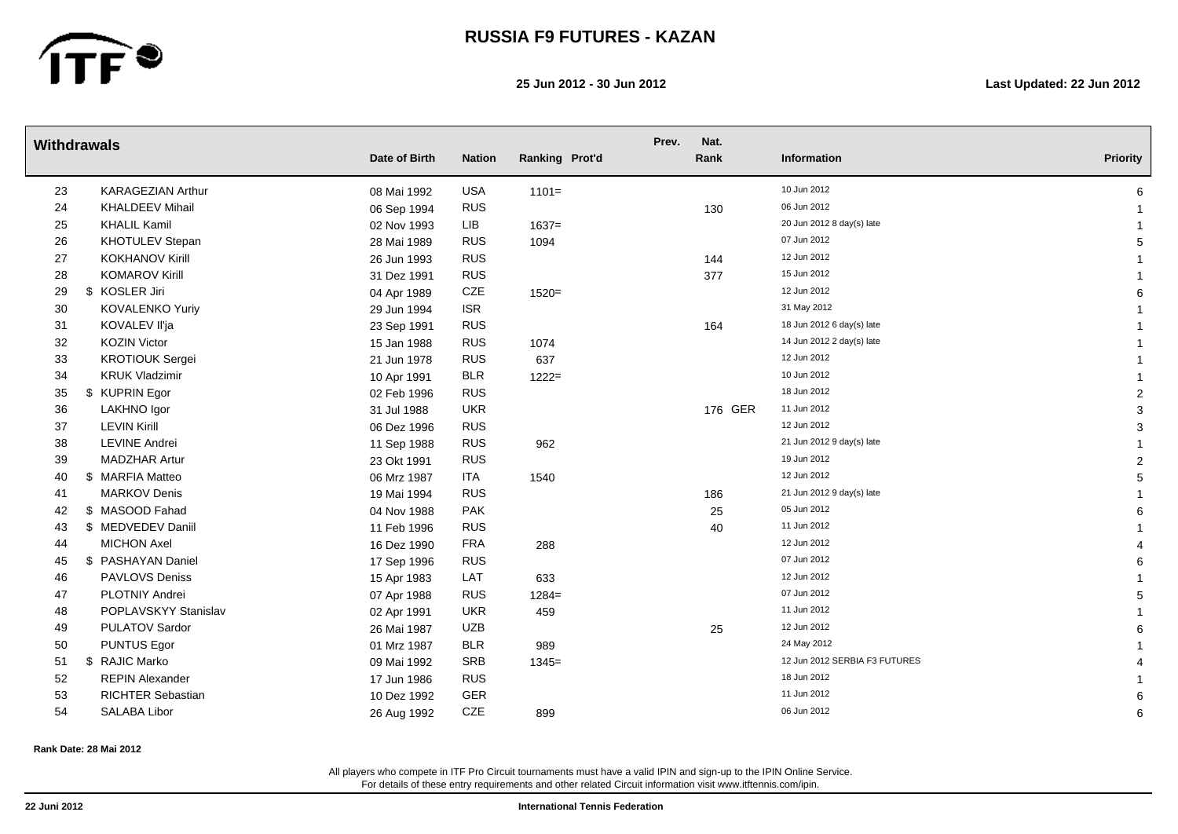# RUSSIA F9 FUTURES - KAZAN

**25 Jun 2012 - 30 Jun 2012**

**Last Updated: 22 Jun 2012**

| Withdrawals | | Date of Birth | Nation | Ranking | Prot'd | Prev. | Nat. Rank | | Information | Priority |
|---|---|---|---|---|---|---|---|---|---|---|
| 23 | KARAGEZIAN Arthur | 08 Mai 1992 | USA | 1101= | | | | | 10 Jun 2012 | 6 |
| 24 | KHALDEEV Mihail | 06 Sep 1994 | RUS | | | | 130 | | 06 Jun 2012 | 1 |
| 25 | KHALIL Kamil | 02 Nov 1993 | LIB | 1637= | | | | | 20 Jun 2012 8 day(s) late | 1 |
| 26 | KHOTULEV Stepan | 28 Mai 1989 | RUS | 1094 | | | | | 07 Jun 2012 | 5 |
| 27 | KOKHANOV Kirill | 26 Jun 1993 | RUS | | | | 144 | | 12 Jun 2012 | 1 |
| 28 | KOMAROV Kirill | 31 Dez 1991 | RUS | | | | 377 | | 15 Jun 2012 | 1 |
| 29 | $ KOSLER Jiri | 04 Apr 1989 | CZE | 1520= | | | | | 12 Jun 2012 | 6 |
| 30 | KOVALENKO Yuriy | 29 Jun 1994 | ISR | | | | | | 31 May 2012 | 1 |
| 31 | KOVALEV Il'ja | 23 Sep 1991 | RUS | | | | 164 | | 18 Jun 2012 6 day(s) late | 1 |
| 32 | KOZIN Victor | 15 Jan 1988 | RUS | 1074 | | | | | 14 Jun 2012 2 day(s) late | 1 |
| 33 | KROTIOUK Sergei | 21 Jun 1978 | RUS | 637 | | | | | 12 Jun 2012 | 1 |
| 34 | KRUK Vladzimir | 10 Apr 1991 | BLR | 1222= | | | | | 10 Jun 2012 | 1 |
| 35 | $ KUPRIN Egor | 02 Feb 1996 | RUS | | | | | | 18 Jun 2012 | 2 |
| 36 | LAKHNO Igor | 31 Jul 1988 | UKR | | | | 176 | GER | 11 Jun 2012 | 3 |
| 37 | LEVIN Kirill | 06 Dez 1996 | RUS | | | | | | 12 Jun 2012 | 3 |
| 38 | LEVINE Andrei | 11 Sep 1988 | RUS | 962 | | | | | 21 Jun 2012 9 day(s) late | 1 |
| 39 | MADZHAR Artur | 23 Okt 1991 | RUS | | | | | | 19 Jun 2012 | 2 |
| 40 | $ MARFIA Matteo | 06 Mrz 1987 | ITA | 1540 | | | | | 12 Jun 2012 | 5 |
| 41 | MARKOV Denis | 19 Mai 1994 | RUS | | | | 186 | | 21 Jun 2012 9 day(s) late | 1 |
| 42 | $ MASOOD Fahad | 04 Nov 1988 | PAK | | | | 25 | | 05 Jun 2012 | 6 |
| 43 | $ MEDVEDEV Daniil | 11 Feb 1996 | RUS | | | | 40 | | 11 Jun 2012 | 1 |
| 44 | MICHON Axel | 16 Dez 1990 | FRA | 288 | | | | | 12 Jun 2012 | 4 |
| 45 | $ PASHAYAN Daniel | 17 Sep 1996 | RUS | | | | | | 07 Jun 2012 | 6 |
| 46 | PAVLOVS Deniss | 15 Apr 1983 | LAT | 633 | | | | | 12 Jun 2012 | 1 |
| 47 | PLOTNIY Andrei | 07 Apr 1988 | RUS | 1284= | | | | | 07 Jun 2012 | 5 |
| 48 | POPLAVSKYY Stanislav | 02 Apr 1991 | UKR | 459 | | | | | 11 Jun 2012 | 1 |
| 49 | PULATOV Sardor | 26 Mai 1987 | UZB | | | | 25 | | 12 Jun 2012 | 6 |
| 50 | PUNTUS Egor | 01 Mrz 1987 | BLR | 989 | | | | | 24 May 2012 | 1 |
| 51 | $ RAJIC Marko | 09 Mai 1992 | SRB | 1345= | | | | | 12 Jun 2012 SERBIA F3 FUTURES | 4 |
| 52 | REPIN Alexander | 17 Jun 1986 | RUS | | | | | | 18 Jun 2012 | 1 |
| 53 | RICHTER Sebastian | 10 Dez 1992 | GER | | | | | | 11 Jun 2012 | 6 |
| 54 | SALABA Libor | 26 Aug 1992 | CZE | 899 | | | | | 06 Jun 2012 | 6 |

**Rank Date: 28 Mai 2012**

All players who compete in ITF Pro Circuit tournaments must have a valid IPIN and sign-up to the IPIN Online Service.
For details of these entry requirements and other related Circuit information visit www.itftennis.com/ipin.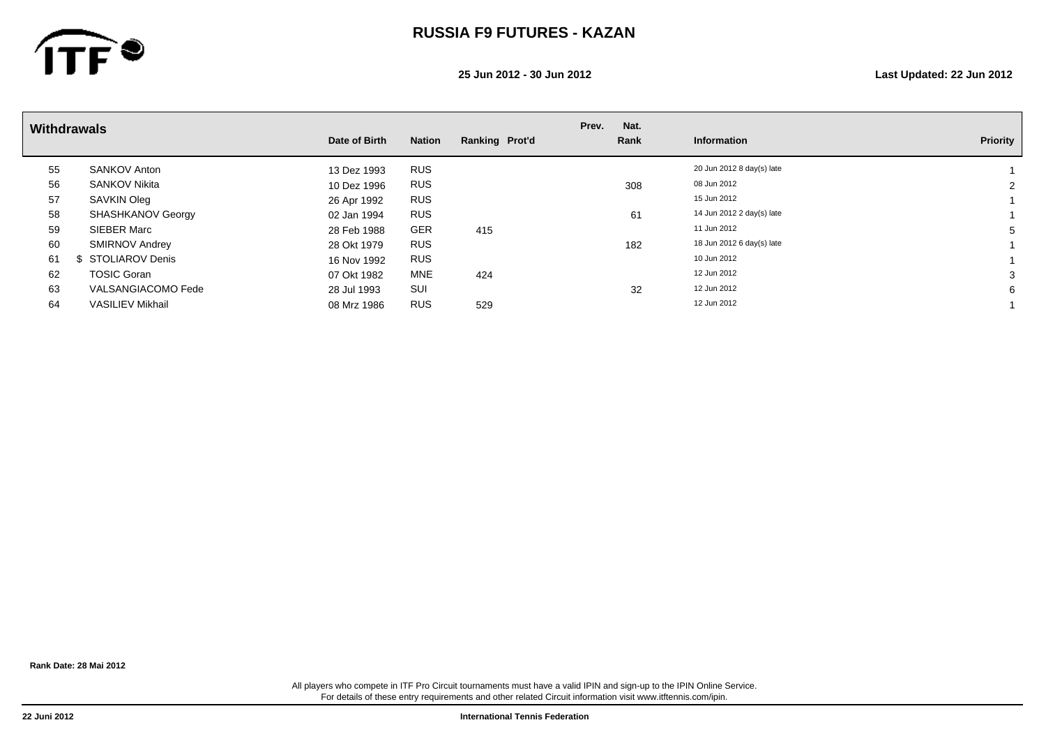# RUSSIA F9 FUTURES - KAZAN

**25 Jun 2012 - 30 Jun 2012**

**Last Updated: 22 Jun 2012**

| Withdrawals | | Date of Birth | Nation | Ranking | Prot'd | Prev. | Nat. Rank | Information | Priority |
|---|---|---|---|---|---|---|---|---|---|
| 55 | SANKOV Anton | 13 Dez 1993 | RUS | | | | | 20 Jun 2012 8 day(s) late | 1 |
| 56 | SANKOV Nikita | 10 Dez 1996 | RUS | | | | 308 | 08 Jun 2012 | 2 |
| 57 | SAVKIN Oleg | 26 Apr 1992 | RUS | | | | | 15 Jun 2012 | 1 |
| 58 | SHASHKANOV Georgy | 02 Jan 1994 | RUS | | | | 61 | 14 Jun 2012 2 day(s) late | 1 |
| 59 | SIEBER Marc | 28 Feb 1988 | GER | 415 | | | | 11 Jun 2012 | 5 |
| 60 | SMIRNOV Andrey | 28 Okt 1979 | RUS | | | | 182 | 18 Jun 2012 6 day(s) late | 1 |
| 61 | $ STOLIAROV Denis | 16 Nov 1992 | RUS | | | | | 10 Jun 2012 | 1 |
| 62 | TOSIC Goran | 07 Okt 1982 | MNE | 424 | | | | 12 Jun 2012 | 3 |
| 63 | VALSANGIACOMO Fede | 28 Jul 1993 | SUI | | | | 32 | 12 Jun 2012 | 6 |
| 64 | VASILIEV Mikhail | 08 Mrz 1986 | RUS | 529 | | | | 12 Jun 2012 | 1 |

**Rank Date: 28 Mai 2012**

All players who compete in ITF Pro Circuit tournaments must have a valid IPIN and sign-up to the IPIN Online Service.
For details of these entry requirements and other related Circuit information visit www.itftennis.com/ipin.

**22 Juni 2012**

**International Tennis Federation**